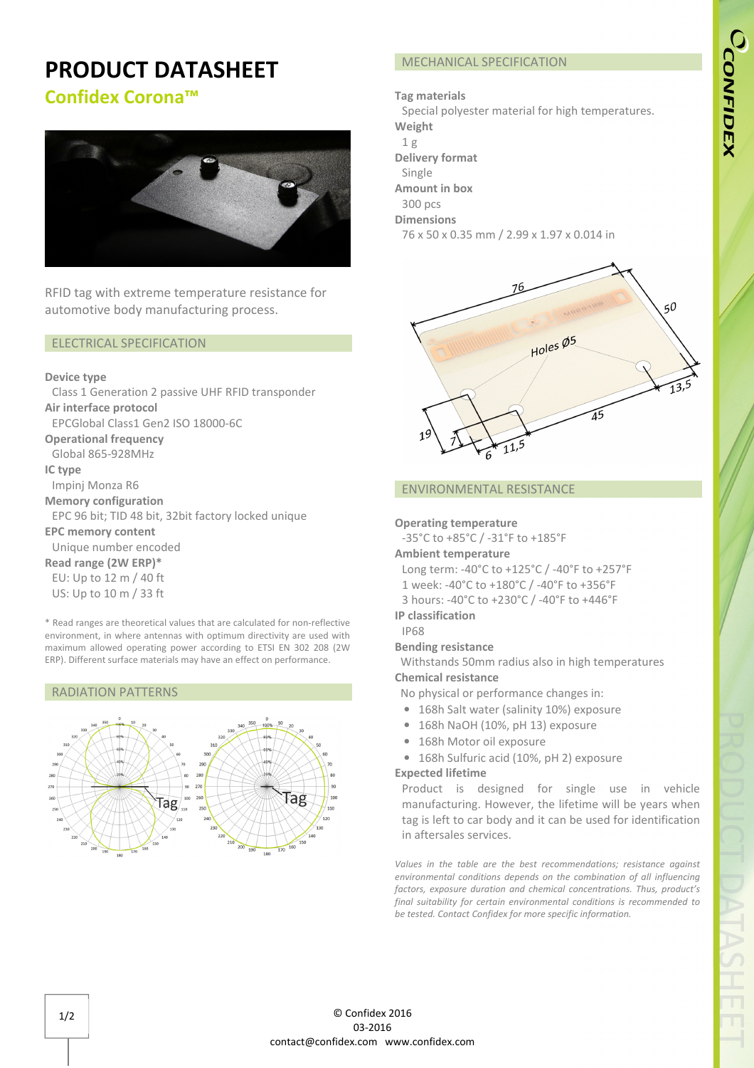# PRODUCT DATASHEET

## Confidex Corona™

RFID tag with extreme temperature resistance for automotive body manufacturing process.

## ELECTRICAL SPECIFICATION

**Device type**
Class 1 Generation 2 passive UHF RFID transponder

**Air interface protocol**
EPCGlobal Class1 Gen2 ISO 18000-6C

**Operational frequency**
Global 865-928MHz

**IC type**
Impinj Monza R6

**Memory configuration**
EPC 96 bit; TID 48 bit, 32bit factory locked unique

**EPC memory content**
Unique number encoded

**Read range (2W ERP)***
EU: Up to 12 m / 40 ft
US: Up to 10 m / 33 ft

\* Read ranges are theoretical values that are calculated for non-reflective environment, in where antennas with optimum directivity are used with maximum allowed operating power according to ETSI EN 302 208 (2W ERP). Different surface materials may have an effect on performance.

## RADIATION PATTERNS

Tag

Tag

## MECHANICAL SPECIFICATION

**Tag materials**
Special polyester material for high temperatures.

**Weight**
1 g

**Delivery format**
Single

**Amount in box**
300 pcs

**Dimensions**
76 x 50 x 0.35 mm / 2.99 x 1.97 x 0.014 in

76
50
Holes Ø5
13,5
45
19
7
6
11,5

## ENVIRONMENTAL RESISTANCE

**Operating temperature**
-35°C to +85°C / -31°F to +185°F

**Ambient temperature**
Long term: -40°C to +125°C / -40°F to +257°F
1 week: -40°C to +180°C / -40°F to +356°F
3 hours: -40°C to +230°C / -40°F to +446°F

**IP classification**
IP68

**Bending resistance**
Withstands 50mm radius also in high temperatures

**Chemical resistance**
No physical or performance changes in:

- 168h Salt water (salinity 10%) exposure
- 168h NaOH (10%, pH 13) exposure
- 168h Motor oil exposure
- 168h Sulfuric acid (10%, pH 2) exposure

**Expected lifetime**
Product is designed for single use in vehicle manufacturing. However, the lifetime will be years when tag is left to car body and it can be used for identification in aftersales services.

*Values in the table are the best recommendations; resistance against environmental conditions depends on the combination of all influencing factors, exposure duration and chemical concentrations. Thus, product's final suitability for certain environmental conditions is recommended to be tested. Contact Confidex for more specific information.*

© Confidex 2016
03-2016
contact@confidex.com www.confidex.com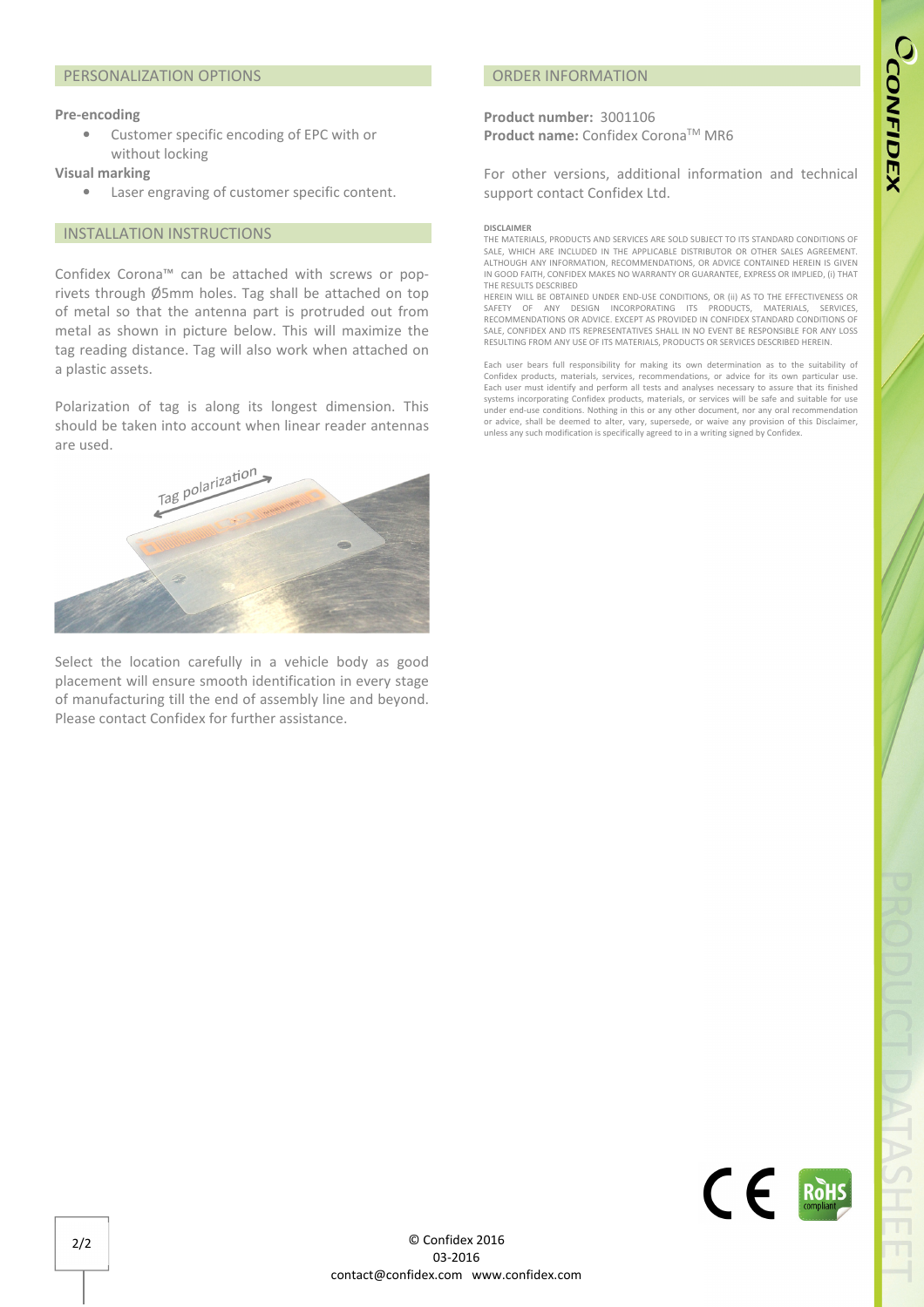## PERSONALIZATION OPTIONS

**Pre-encoding**

- Customer specific encoding of EPC with or without locking

**Visual marking**

- Laser engraving of customer specific content.

## INSTALLATION INSTRUCTIONS

Confidex Corona™ can be attached with screws or pop-rivets through Ø5mm holes. Tag shall be attached on top of metal so that the antenna part is protruded out from metal as shown in picture below. This will maximize the tag reading distance. Tag will also work when attached on a plastic assets.

Polarization of tag is along its longest dimension. This should be taken into account when linear reader antennas are used.

Tag polarization

Select the location carefully in a vehicle body as good placement will ensure smooth identification in every stage of manufacturing till the end of assembly line and beyond. Please contact Confidex for further assistance.

## ORDER INFORMATION

**Product number:** 3001106
**Product name:** Confidex Corona™ MR6

For other versions, additional information and technical support contact Confidex Ltd.

**DISCLAIMER**

THE MATERIALS, PRODUCTS AND SERVICES ARE SOLD SUBJECT TO ITS STANDARD CONDITIONS OF SALE, WHICH ARE INCLUDED IN THE APPLICABLE DISTRIBUTOR OR OTHER SALES AGREEMENT. ALTHOUGH ANY INFORMATION, RECOMMENDATIONS, OR ADVICE CONTAINED HEREIN IS GIVEN IN GOOD FAITH, CONFIDEX MAKES NO WARRANTY OR GUARANTEE, EXPRESS OR IMPLIED, (i) THAT THE RESULTS DESCRIBED HEREIN WILL BE OBTAINED UNDER END-USE CONDITIONS, OR (ii) AS TO THE EFFECTIVENESS OR SAFETY OF ANY DESIGN INCORPORATING ITS PRODUCTS, MATERIALS, SERVICES, RECOMMENDATIONS OR ADVICE. EXCEPT AS PROVIDED IN CONFIDEX STANDARD CONDITIONS OF SALE, CONFIDEX AND ITS REPRESENTATIVES SHALL IN NO EVENT BE RESPONSIBLE FOR ANY LOSS RESULTING FROM ANY USE OF ITS MATERIALS, PRODUCTS OR SERVICES DESCRIBED HEREIN.

Each user bears full responsibility for making its own determination as to the suitability of Confidex products, materials, services, recommendations, or advice for its own particular use. Each user must identify and perform all tests and analyses necessary to assure that its finished systems incorporating Confidex products, materials, or services will be safe and suitable for use under end-use conditions. Nothing in this or any other document, nor any oral recommendation or advice, shall be deemed to alter, vary, supersede, or waive any provision of this Disclaimer, unless any such modification is specifically agreed to in a writing signed by Confidex.

© Confidex 2016
03-2016
contact@confidex.com www.confidex.com